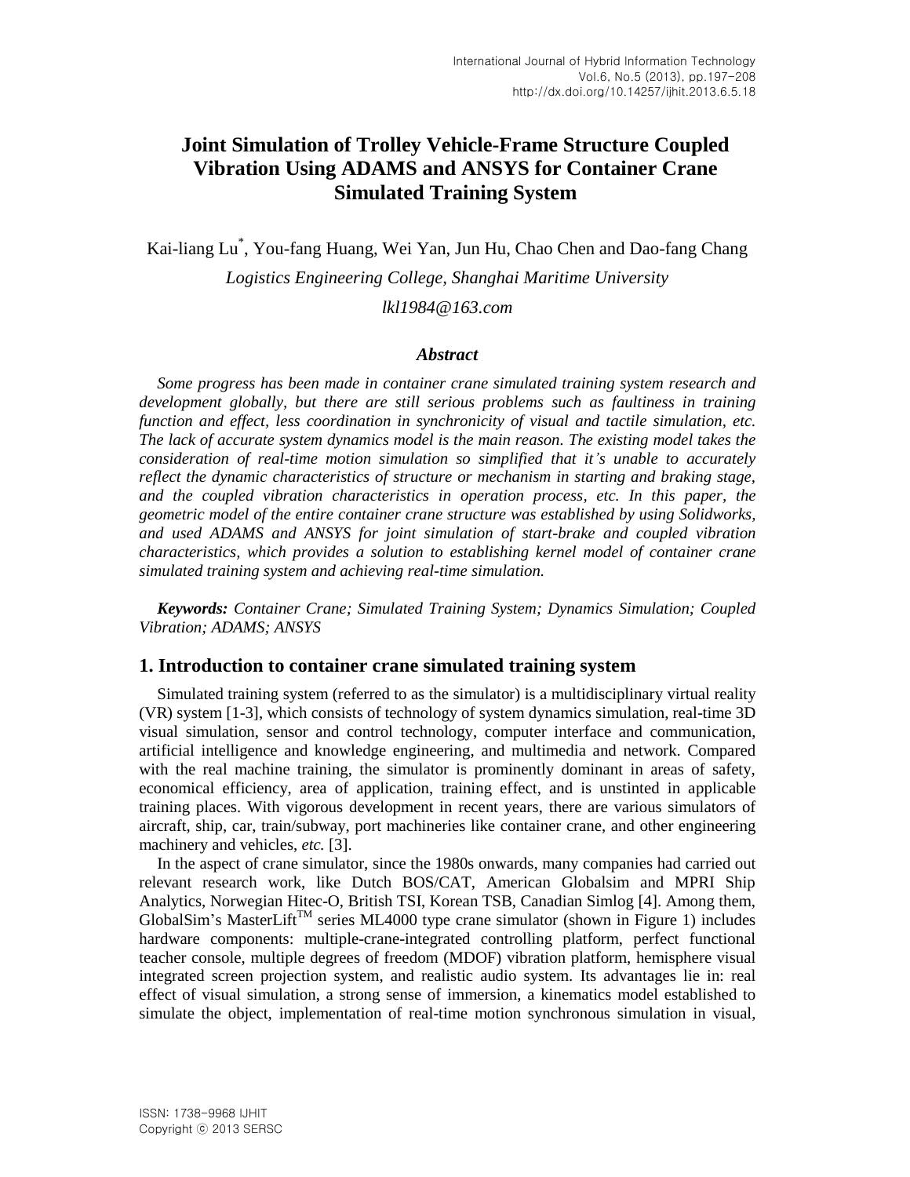# Joint Simulation of Trolley Vehicle-Frame Structure Coupled Vibration Using ADAMS and ANSYS for Container Crane Simulated Training System

Kai-liang Lu*, You-fang Huang, Wei Yan, Jun Hu, Chao Chen and Dao-fang Chang

*Logistics Engineering College, Shanghai Maritime University*

*lkl1984@163.com*

### *Abstract*

*Some progress has been made in container crane simulated training system research and development globally, but there are still serious problems such as faultiness in training function and effect, less coordination in synchronicity of visual and tactile simulation, etc. The lack of accurate system dynamics model is the main reason. The existing model takes the consideration of real-time motion simulation so simplified that it's unable to accurately reflect the dynamic characteristics of structure or mechanism in starting and braking stage, and the coupled vibration characteristics in operation process, etc. In this paper, the geometric model of the entire container crane structure was established by using Solidworks, and used ADAMS and ANSYS for joint simulation of start-brake and coupled vibration characteristics, which provides a solution to establishing kernel model of container crane simulated training system and achieving real-time simulation.*

***Keywords:*** *Container Crane; Simulated Training System; Dynamics Simulation; Coupled Vibration; ADAMS; ANSYS*

## 1. Introduction to container crane simulated training system

Simulated training system (referred to as the simulator) is a multidisciplinary virtual reality (VR) system [1-3], which consists of technology of system dynamics simulation, real-time 3D visual simulation, sensor and control technology, computer interface and communication, artificial intelligence and knowledge engineering, and multimedia and network. Compared with the real machine training, the simulator is prominently dominant in areas of safety, economical efficiency, area of application, training effect, and is unstinted in applicable training places. With vigorous development in recent years, there are various simulators of aircraft, ship, car, train/subway, port machineries like container crane, and other engineering machinery and vehicles, *etc.* [3].

In the aspect of crane simulator, since the 1980s onwards, many companies had carried out relevant research work, like Dutch BOS/CAT, American Globalsim and MPRI Ship Analytics, Norwegian Hitec-O, British TSI, Korean TSB, Canadian Simlog [4]. Among them, GlobalSim's MasterLift™ series ML4000 type crane simulator (shown in Figure 1) includes hardware components: multiple-crane-integrated controlling platform, perfect functional teacher console, multiple degrees of freedom (MDOF) vibration platform, hemisphere visual integrated screen projection system, and realistic audio system. Its advantages lie in: real effect of visual simulation, a strong sense of immersion, a kinematics model established to simulate the object, implementation of real-time motion synchronous simulation in visual,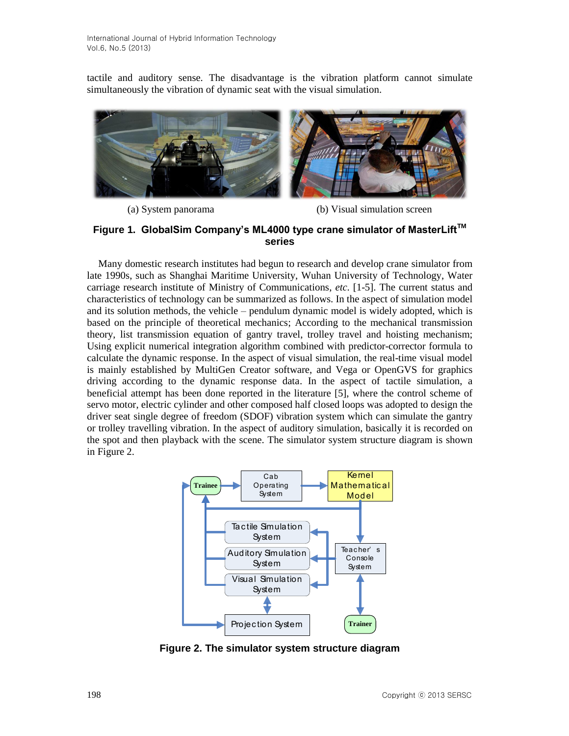tactile and auditory sense. The disadvantage is the vibration platform cannot simulate simultaneously the vibration of dynamic seat with the visual simulation.

(a) System panorama

(b) Visual simulation screen

**Figure 1. GlobalSim Company's ML4000 type crane simulator of MasterLift™ series**

Many domestic research institutes had begun to research and develop crane simulator from late 1990s, such as Shanghai Maritime University, Wuhan University of Technology, Water carriage research institute of Ministry of Communications, *etc.* [1-5]. The current status and characteristics of technology can be summarized as follows. In the aspect of simulation model and its solution methods, the vehicle – pendulum dynamic model is widely adopted, which is based on the principle of theoretical mechanics; According to the mechanical transmission theory, list transmission equation of gantry travel, trolley travel and hoisting mechanism; Using explicit numerical integration algorithm combined with predictor-corrector formula to calculate the dynamic response. In the aspect of visual simulation, the real-time visual model is mainly established by MultiGen Creator software, and Vega or OpenGVS for graphics driving according to the dynamic response data. In the aspect of tactile simulation, a beneficial attempt has been done reported in the literature [5], where the control scheme of servo motor, electric cylinder and other composed half closed loops was adopted to design the driver seat single degree of freedom (SDOF) vibration system which can simulate the gantry or trolley travelling vibration. In the aspect of auditory simulation, basically it is recorded on the spot and then playback with the scene. The simulator system structure diagram is shown in Figure 2.

**Figure 2. The simulator system structure diagram**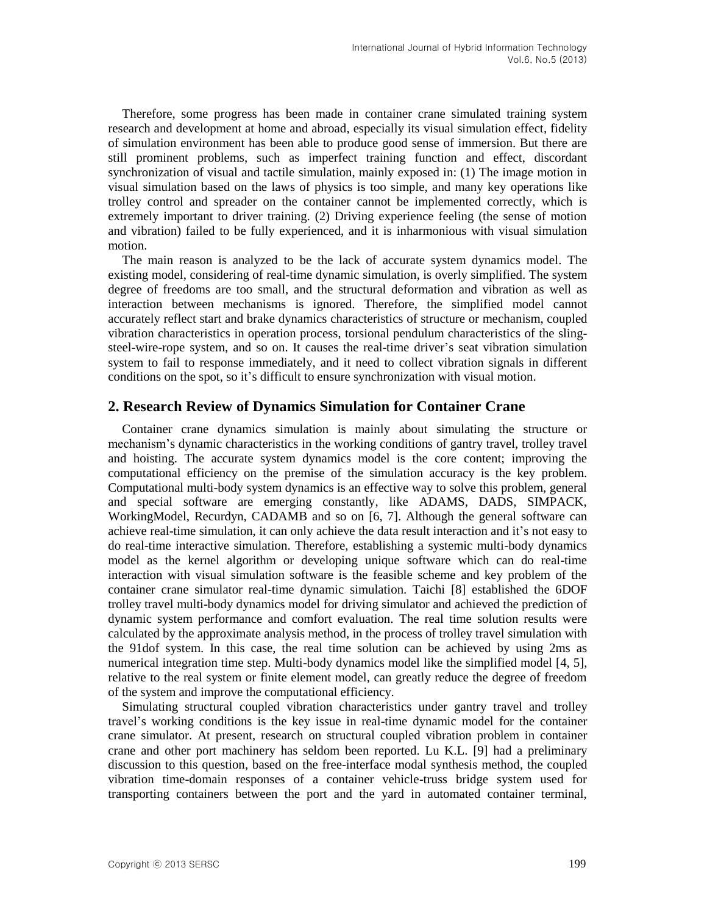Therefore, some progress has been made in container crane simulated training system research and development at home and abroad, especially its visual simulation effect, fidelity of simulation environment has been able to produce good sense of immersion. But there are still prominent problems, such as imperfect training function and effect, discordant synchronization of visual and tactile simulation, mainly exposed in: (1) The image motion in visual simulation based on the laws of physics is too simple, and many key operations like trolley control and spreader on the container cannot be implemented correctly, which is extremely important to driver training. (2) Driving experience feeling (the sense of motion and vibration) failed to be fully experienced, and it is inharmonious with visual simulation motion.

The main reason is analyzed to be the lack of accurate system dynamics model. The existing model, considering of real-time dynamic simulation, is overly simplified. The system degree of freedoms are too small, and the structural deformation and vibration as well as interaction between mechanisms is ignored. Therefore, the simplified model cannot accurately reflect start and brake dynamics characteristics of structure or mechanism, coupled vibration characteristics in operation process, torsional pendulum characteristics of the sling-steel-wire-rope system, and so on. It causes the real-time driver's seat vibration simulation system to fail to response immediately, and it need to collect vibration signals in different conditions on the spot, so it's difficult to ensure synchronization with visual motion.

## 2. Research Review of Dynamics Simulation for Container Crane

Container crane dynamics simulation is mainly about simulating the structure or mechanism's dynamic characteristics in the working conditions of gantry travel, trolley travel and hoisting. The accurate system dynamics model is the core content; improving the computational efficiency on the premise of the simulation accuracy is the key problem. Computational multi-body system dynamics is an effective way to solve this problem, general and special software are emerging constantly, like ADAMS, DADS, SIMPACK, WorkingModel, Recurdyn, CADAMB and so on [6, 7]. Although the general software can achieve real-time simulation, it can only achieve the data result interaction and it's not easy to do real-time interactive simulation. Therefore, establishing a systemic multi-body dynamics model as the kernel algorithm or developing unique software which can do real-time interaction with visual simulation software is the feasible scheme and key problem of the container crane simulator real-time dynamic simulation. Taichi [8] established the 6DOF trolley travel multi-body dynamics model for driving simulator and achieved the prediction of dynamic system performance and comfort evaluation. The real time solution results were calculated by the approximate analysis method, in the process of trolley travel simulation with the 91dof system. In this case, the real time solution can be achieved by using 2ms as numerical integration time step. Multi-body dynamics model like the simplified model [4, 5], relative to the real system or finite element model, can greatly reduce the degree of freedom of the system and improve the computational efficiency.

Simulating structural coupled vibration characteristics under gantry travel and trolley travel's working conditions is the key issue in real-time dynamic model for the container crane simulator. At present, research on structural coupled vibration problem in container crane and other port machinery has seldom been reported. Lu K.L. [9] had a preliminary discussion to this question, based on the free-interface modal synthesis method, the coupled vibration time-domain responses of a container vehicle-truss bridge system used for transporting containers between the port and the yard in automated container terminal,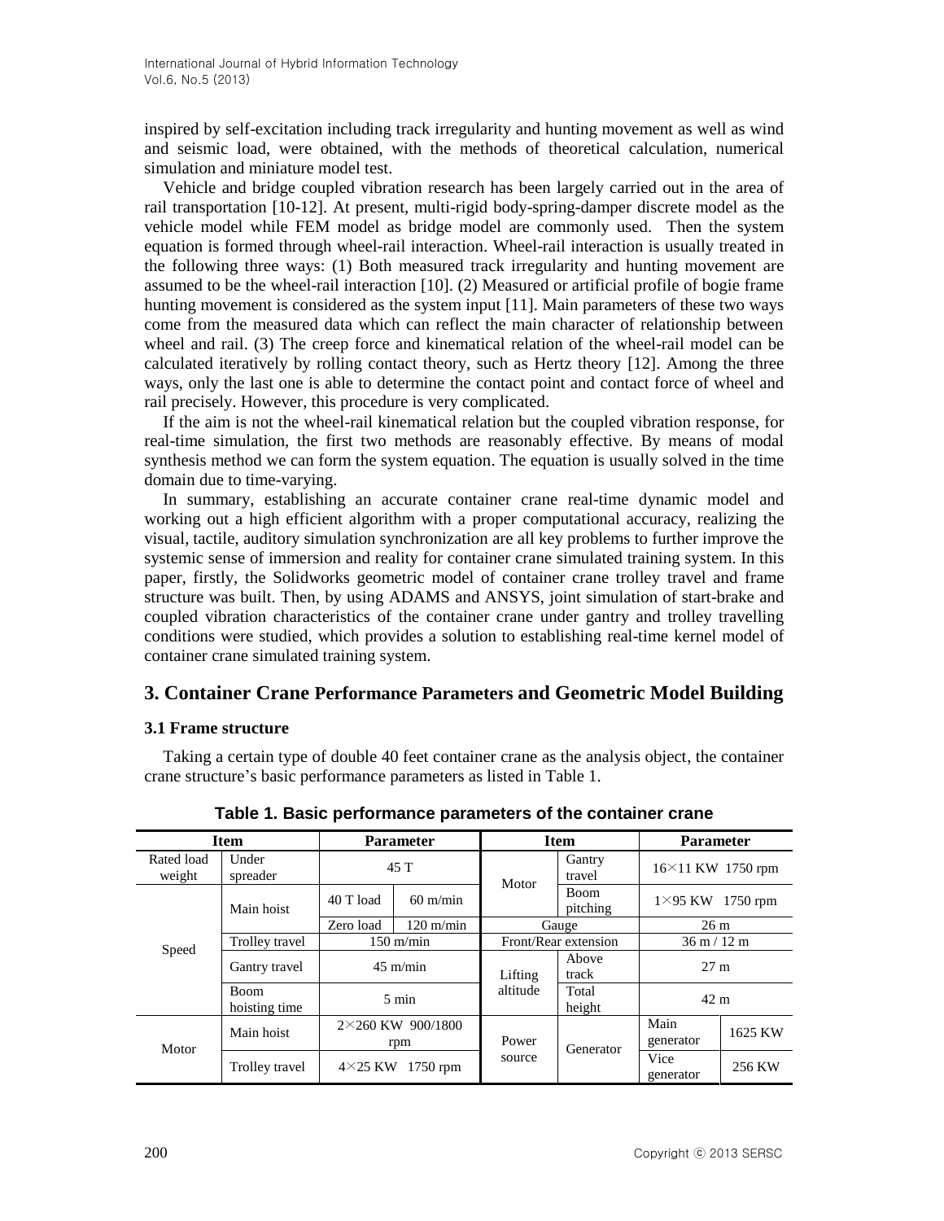inspired by self-excitation including track irregularity and hunting movement as well as wind and seismic load, were obtained, with the methods of theoretical calculation, numerical simulation and miniature model test.

Vehicle and bridge coupled vibration research has been largely carried out in the area of rail transportation [10-12]. At present, multi-rigid body-spring-damper discrete model as the vehicle model while FEM model as bridge model are commonly used. Then the system equation is formed through wheel-rail interaction. Wheel-rail interaction is usually treated in the following three ways: (1) Both measured track irregularity and hunting movement are assumed to be the wheel-rail interaction [10]. (2) Measured or artificial profile of bogie frame hunting movement is considered as the system input [11]. Main parameters of these two ways come from the measured data which can reflect the main character of relationship between wheel and rail. (3) The creep force and kinematical relation of the wheel-rail model can be calculated iteratively by rolling contact theory, such as Hertz theory [12]. Among the three ways, only the last one is able to determine the contact point and contact force of wheel and rail precisely. However, this procedure is very complicated.

If the aim is not the wheel-rail kinematical relation but the coupled vibration response, for real-time simulation, the first two methods are reasonably effective. By means of modal synthesis method we can form the system equation. The equation is usually solved in the time domain due to time-varying.

In summary, establishing an accurate container crane real-time dynamic model and working out a high efficient algorithm with a proper computational accuracy, realizing the visual, tactile, auditory simulation synchronization are all key problems to further improve the systemic sense of immersion and reality for container crane simulated training system. In this paper, firstly, the Solidworks geometric model of container crane trolley travel and frame structure was built. Then, by using ADAMS and ANSYS, joint simulation of start-brake and coupled vibration characteristics of the container crane under gantry and trolley travelling conditions were studied, which provides a solution to establishing real-time kernel model of container crane simulated training system.

## 3. Container Crane Performance Parameters and Geometric Model Building

### 3.1 Frame structure

Taking a certain type of double 40 feet container crane as the analysis object, the container crane structure's basic performance parameters as listed in Table 1.

**Table 1. Basic performance parameters of the container crane**

| Item | | Parameter | | Item | | Parameter | |
|---|---|---|---|---|---|---|---|
| Rated load weight | Under spreader | 45 T | | Motor | Gantry travel | 16×11 KW 1750 rpm | |
| Speed | Main hoist | 40 T load | 60 m/min | | Boom pitching | 1×95 KW 1750 rpm | |
| | | Zero load | 120 m/min | Gauge | | 26 m | |
| | Trolley travel | 150 m/min | | Front/Rear extension | | 36 m / 12 m | |
| | Gantry travel | 45 m/min | | Lifting altitude | Above track | 27 m | |
| | Boom hoisting time | 5 min | | | Total height | 42 m | |
| Motor | Main hoist | 2×260 KW 900/1800 rpm | | Power source | Generator | Main generator | 1625 KW |
| | Trolley travel | 4×25 KW 1750 rpm | | | | Vice generator | 256 KW |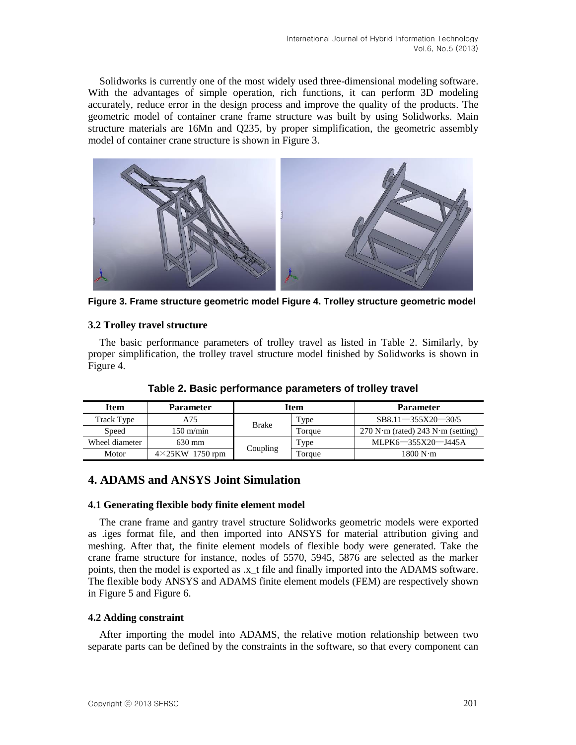Solidworks is currently one of the most widely used three-dimensional modeling software. With the advantages of simple operation, rich functions, it can perform 3D modeling accurately, reduce error in the design process and improve the quality of the products. The geometric model of container crane frame structure was built by using Solidworks. Main structure materials are 16Mn and Q235, by proper simplification, the geometric assembly model of container crane structure is shown in Figure 3.

**Figure 3. Frame structure geometric model Figure 4. Trolley structure geometric model**

### 3.2 Trolley travel structure

The basic performance parameters of trolley travel as listed in Table 2. Similarly, by proper simplification, the trolley travel structure model finished by Solidworks is shown in Figure 4.

**Table 2. Basic performance parameters of trolley travel**

| Item | Parameter | Item | | Parameter |
|---|---|---|---|---|
| Track Type | A75 | Brake | Type | SB8.11—355X20—30/5 |
| Speed | 150 m/min | | Torque | 270 N·m (rated) 243 N·m (setting) |
| Wheel diameter | 630 mm | Coupling | Type | MLPK6—355X20—J445A |
| Motor | 4×25KW 1750 rpm | | Torque | 1800 N·m |

## 4. ADAMS and ANSYS Joint Simulation

### 4.1 Generating flexible body finite element model

The crane frame and gantry travel structure Solidworks geometric models were exported as .iges format file, and then imported into ANSYS for material attribution giving and meshing. After that, the finite element models of flexible body were generated. Take the crane frame structure for instance, nodes of 5570, 5945, 5876 are selected as the marker points, then the model is exported as .x_t file and finally imported into the ADAMS software. The flexible body ANSYS and ADAMS finite element models (FEM) are respectively shown in Figure 5 and Figure 6.

### 4.2 Adding constraint

After importing the model into ADAMS, the relative motion relationship between two separate parts can be defined by the constraints in the software, so that every component can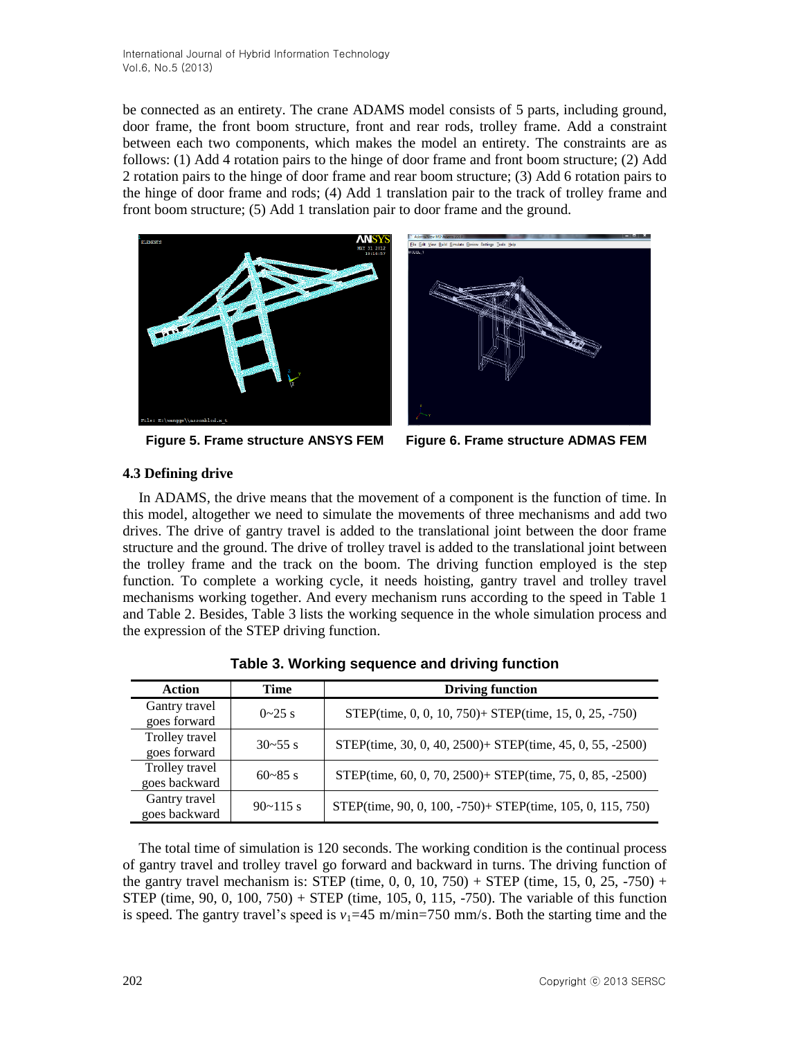be connected as an entirety. The crane ADAMS model consists of 5 parts, including ground, door frame, the front boom structure, front and rear rods, trolley frame. Add a constraint between each two components, which makes the model an entirety. The constraints are as follows: (1) Add 4 rotation pairs to the hinge of door frame and front boom structure; (2) Add 2 rotation pairs to the hinge of door frame and rear boom structure; (3) Add 6 rotation pairs to the hinge of door frame and rods; (4) Add 1 translation pair to the track of trolley frame and front boom structure; (5) Add 1 translation pair to door frame and the ground.

**Figure 5. Frame structure ANSYS FEM**

**Figure 6. Frame structure ADMAS FEM**

### 4.3 Defining drive

In ADAMS, the drive means that the movement of a component is the function of time. In this model, altogether we need to simulate the movements of three mechanisms and add two drives. The drive of gantry travel is added to the translational joint between the door frame structure and the ground. The drive of trolley travel is added to the translational joint between the trolley frame and the track on the boom. The driving function employed is the step function. To complete a working cycle, it needs hoisting, gantry travel and trolley travel mechanisms working together. And every mechanism runs according to the speed in Table 1 and Table 2. Besides, Table 3 lists the working sequence in the whole simulation process and the expression of the STEP driving function.

**Table 3. Working sequence and driving function**

| Action | Time | Driving function |
|---|---|---|
| Gantry travel goes forward | 0~25 s | STEP(time, 0, 0, 10, 750)+ STEP(time, 15, 0, 25, -750) |
| Trolley travel goes forward | 30~55 s | STEP(time, 30, 0, 40, 2500)+ STEP(time, 45, 0, 55, -2500) |
| Trolley travel goes backward | 60~85 s | STEP(time, 60, 0, 70, 2500)+ STEP(time, 75, 0, 85, -2500) |
| Gantry travel goes backward | 90~115 s | STEP(time, 90, 0, 100, -750)+ STEP(time, 105, 0, 115, 750) |

The total time of simulation is 120 seconds. The working condition is the continual process of gantry travel and trolley travel go forward and backward in turns. The driving function of the gantry travel mechanism is: STEP (time, 0, 0, 10, 750) + STEP (time, 15, 0, 25, -750) + STEP (time, 90, 0, 100, 750) + STEP (time, 105, 0, 115, -750). The variable of this function is speed. The gantry travel's speed is $v_1$=45 m/min=750 mm/s. Both the starting time and the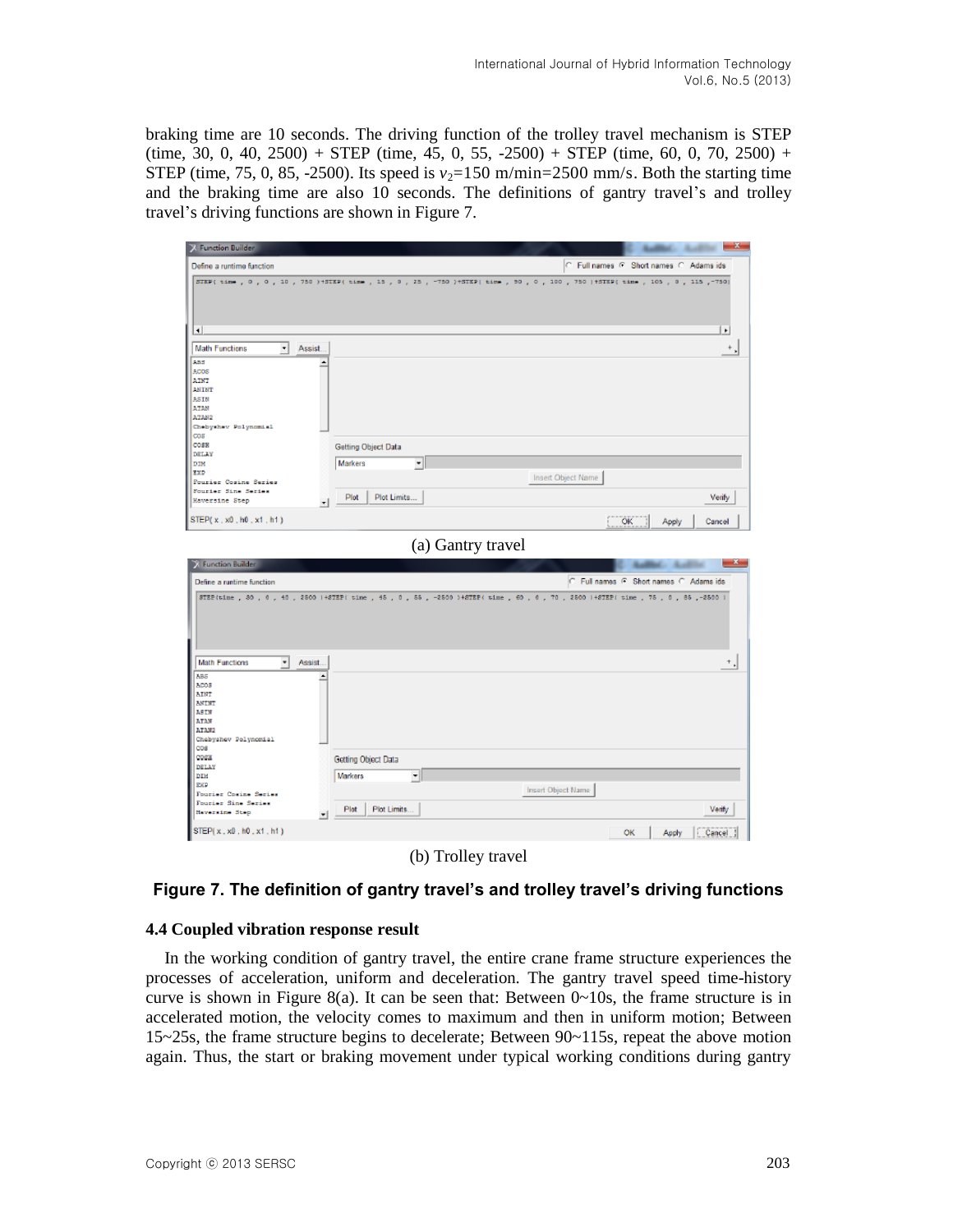braking time are 10 seconds. The driving function of the trolley travel mechanism is STEP (time, 30, 0, 40, 2500) + STEP (time, 45, 0, 55, -2500) + STEP (time, 60, 0, 70, 2500) + STEP (time, 75, 0, 85, -2500). Its speed is $v_2$=150 m/min=2500 mm/s. Both the starting time and the braking time are also 10 seconds. The definitions of gantry travel's and trolley travel's driving functions are shown in Figure 7.

(a) Gantry travel

(b) Trolley travel

**Figure 7. The definition of gantry travel's and trolley travel's driving functions**

### 4.4 Coupled vibration response result

In the working condition of gantry travel, the entire crane frame structure experiences the processes of acceleration, uniform and deceleration. The gantry travel speed time-history curve is shown in Figure 8(a). It can be seen that: Between 0~10s, the frame structure is in accelerated motion, the velocity comes to maximum and then in uniform motion; Between 15~25s, the frame structure begins to decelerate; Between 90~115s, repeat the above motion again. Thus, the start or braking movement under typical working conditions during gantry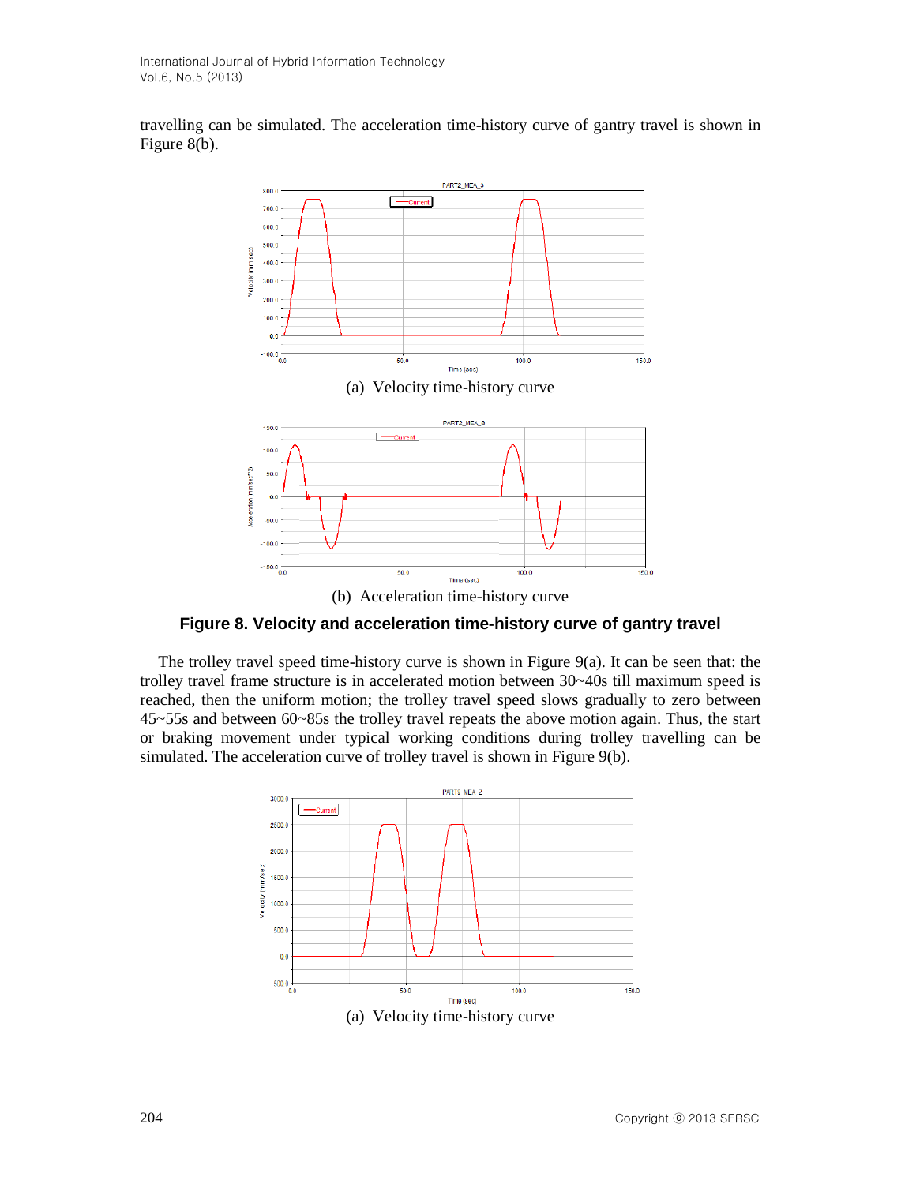travelling can be simulated. The acceleration time-history curve of gantry travel is shown in Figure 8(b).

(a) Velocity time-history curve

(b) Acceleration time-history curve

**Figure 8. Velocity and acceleration time-history curve of gantry travel**

The trolley travel speed time-history curve is shown in Figure 9(a). It can be seen that: the trolley travel frame structure is in accelerated motion between 30~40s till maximum speed is reached, then the uniform motion; the trolley travel speed slows gradually to zero between 45~55s and between 60~85s the trolley travel repeats the above motion again. Thus, the start or braking movement under typical working conditions during trolley travelling can be simulated. The acceleration curve of trolley travel is shown in Figure 9(b).

(a) Velocity time-history curve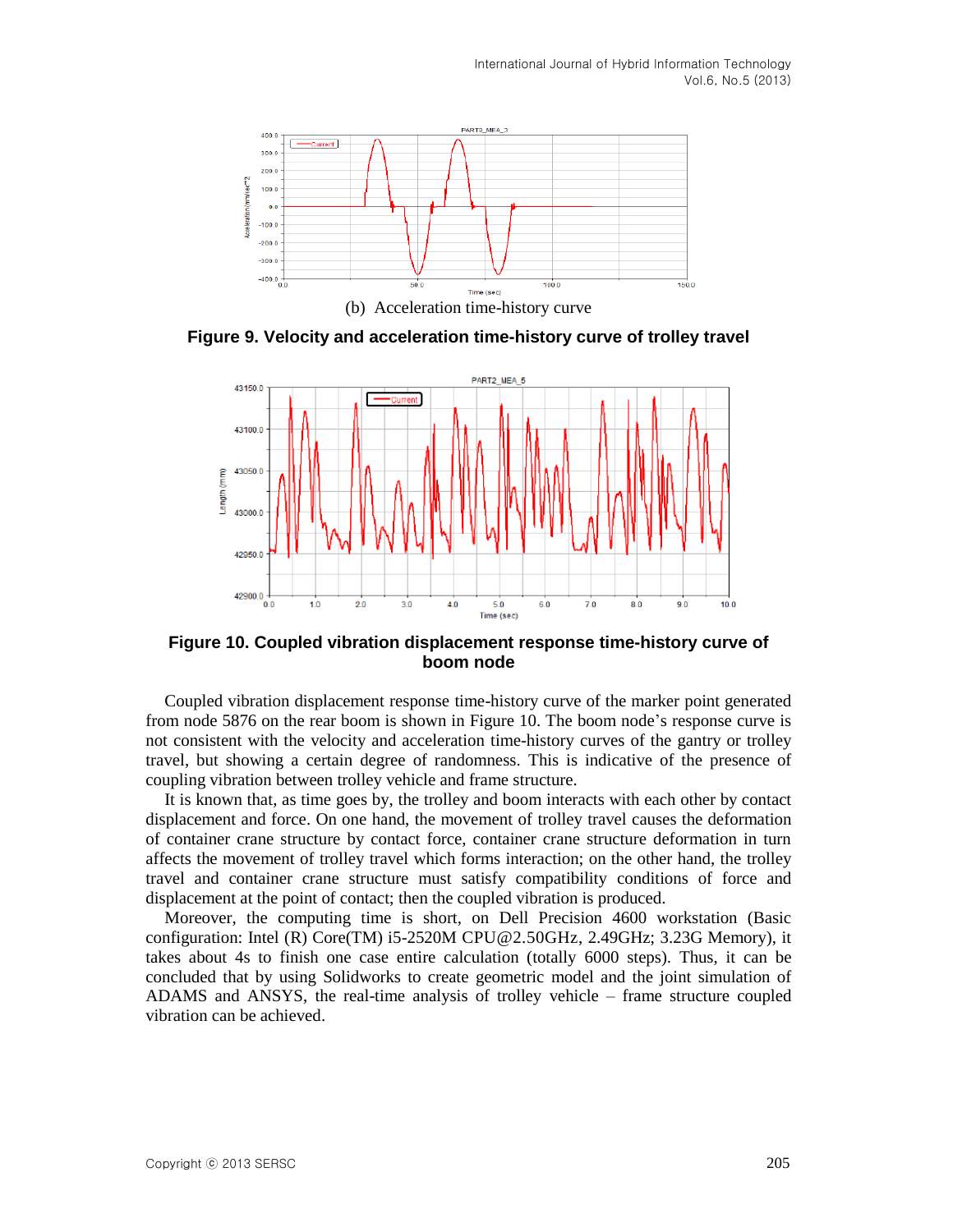(b) Acceleration time-history curve

**Figure 9. Velocity and acceleration time-history curve of trolley travel**

**Figure 10. Coupled vibration displacement response time-history curve of boom node**

Coupled vibration displacement response time-history curve of the marker point generated from node 5876 on the rear boom is shown in Figure 10. The boom node's response curve is not consistent with the velocity and acceleration time-history curves of the gantry or trolley travel, but showing a certain degree of randomness. This is indicative of the presence of coupling vibration between trolley vehicle and frame structure.

It is known that, as time goes by, the trolley and boom interacts with each other by contact displacement and force. On one hand, the movement of trolley travel causes the deformation of container crane structure by contact force, container crane structure deformation in turn affects the movement of trolley travel which forms interaction; on the other hand, the trolley travel and container crane structure must satisfy compatibility conditions of force and displacement at the point of contact; then the coupled vibration is produced.

Moreover, the computing time is short, on Dell Precision 4600 workstation (Basic configuration: Intel (R) Core(TM) i5-2520M CPU@2.50GHz, 2.49GHz; 3.23G Memory), it takes about 4s to finish one case entire calculation (totally 6000 steps). Thus, it can be concluded that by using Solidworks to create geometric model and the joint simulation of ADAMS and ANSYS, the real-time analysis of trolley vehicle – frame structure coupled vibration can be achieved.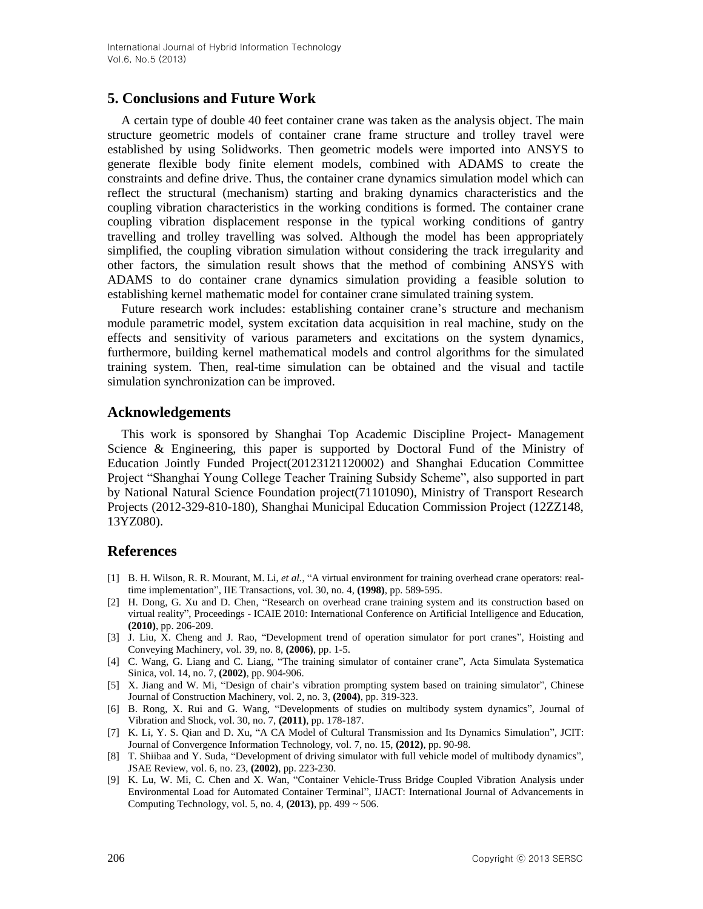## 5. Conclusions and Future Work

A certain type of double 40 feet container crane was taken as the analysis object. The main structure geometric models of container crane frame structure and trolley travel were established by using Solidworks. Then geometric models were imported into ANSYS to generate flexible body finite element models, combined with ADAMS to create the constraints and define drive. Thus, the container crane dynamics simulation model which can reflect the structural (mechanism) starting and braking dynamics characteristics and the coupling vibration characteristics in the working conditions is formed. The container crane coupling vibration displacement response in the typical working conditions of gantry travelling and trolley travelling was solved. Although the model has been appropriately simplified, the coupling vibration simulation without considering the track irregularity and other factors, the simulation result shows that the method of combining ANSYS with ADAMS to do container crane dynamics simulation providing a feasible solution to establishing kernel mathematic model for container crane simulated training system.

Future research work includes: establishing container crane's structure and mechanism module parametric model, system excitation data acquisition in real machine, study on the effects and sensitivity of various parameters and excitations on the system dynamics, furthermore, building kernel mathematical models and control algorithms for the simulated training system. Then, real-time simulation can be obtained and the visual and tactile simulation synchronization can be improved.

## Acknowledgements

This work is sponsored by Shanghai Top Academic Discipline Project- Management Science & Engineering, this paper is supported by Doctoral Fund of the Ministry of Education Jointly Funded Project(20123121120002) and Shanghai Education Committee Project "Shanghai Young College Teacher Training Subsidy Scheme", also supported in part by National Natural Science Foundation project(71101090), Ministry of Transport Research Projects (2012-329-810-180), Shanghai Municipal Education Commission Project (12ZZ148, 13YZ080).

## References

[1] B. H. Wilson, R. R. Mourant, M. Li, *et al.*, "A virtual environment for training overhead crane operators: real-time implementation", IIE Transactions, vol. 30, no. 4, **(1998)**, pp. 589-595.

[2] H. Dong, G. Xu and D. Chen, "Research on overhead crane training system and its construction based on virtual reality", Proceedings - ICAIE 2010: International Conference on Artificial Intelligence and Education, **(2010)**, pp. 206-209.

[3] J. Liu, X. Cheng and J. Rao, "Development trend of operation simulator for port cranes", Hoisting and Conveying Machinery, vol. 39, no. 8, **(2006)**, pp. 1-5.

[4] C. Wang, G. Liang and C. Liang, "The training simulator of container crane", Acta Simulata Systematica Sinica, vol. 14, no. 7, **(2002)**, pp. 904-906.

[5] X. Jiang and W. Mi, "Design of chair's vibration prompting system based on training simulator", Chinese Journal of Construction Machinery, vol. 2, no. 3, **(2004)**, pp. 319-323.

[6] B. Rong, X. Rui and G. Wang, "Developments of studies on multibody system dynamics", Journal of Vibration and Shock, vol. 30, no. 7, **(2011)**, pp. 178-187.

[7] K. Li, Y. S. Qian and D. Xu, "A CA Model of Cultural Transmission and Its Dynamics Simulation", JCIT: Journal of Convergence Information Technology, vol. 7, no. 15, **(2012)**, pp. 90-98.

[8] T. Shiibaa and Y. Suda, "Development of driving simulator with full vehicle model of multibody dynamics", JSAE Review, vol. 6, no. 23, **(2002)**, pp. 223-230.

[9] K. Lu, W. Mi, C. Chen and X. Wan, "Container Vehicle-Truss Bridge Coupled Vibration Analysis under Environmental Load for Automated Container Terminal", IJACT: International Journal of Advancements in Computing Technology, vol. 5, no. 4, **(2013)**, pp. 499 ~ 506.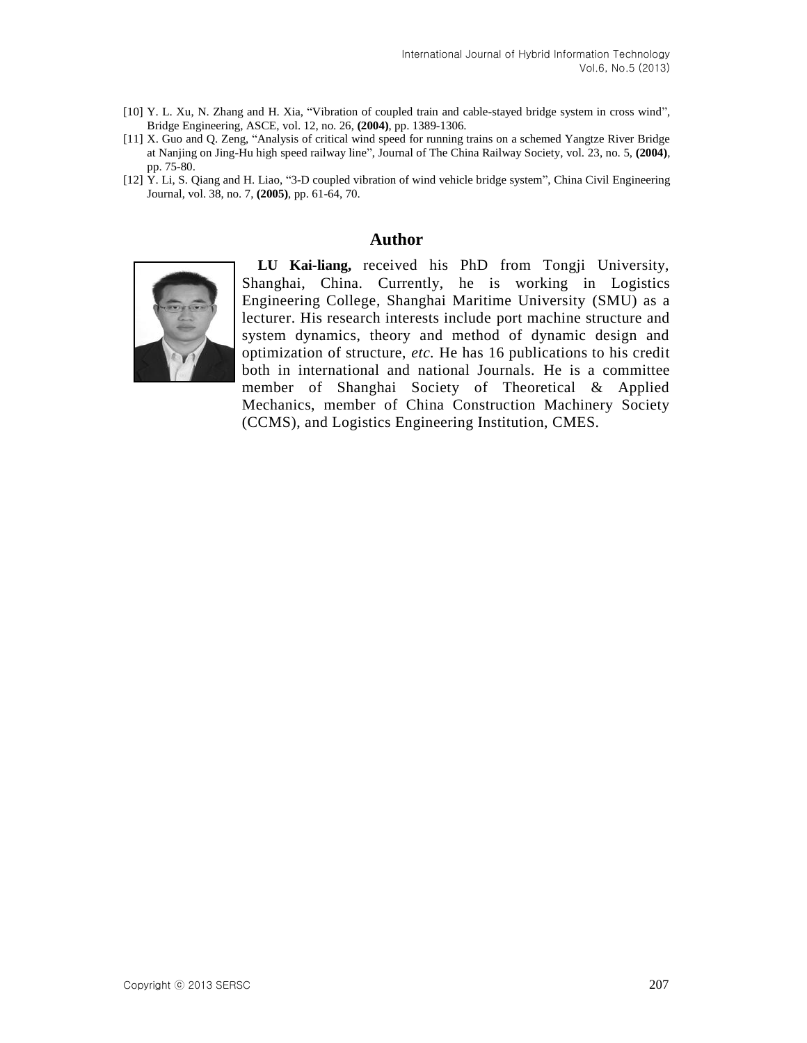[10] Y. L. Xu, N. Zhang and H. Xia, "Vibration of coupled train and cable-stayed bridge system in cross wind", Bridge Engineering, ASCE, vol. 12, no. 26, **(2004)**, pp. 1389-1306.

[11] X. Guo and Q. Zeng, "Analysis of critical wind speed for running trains on a schemed Yangtze River Bridge at Nanjing on Jing-Hu high speed railway line", Journal of The China Railway Society, vol. 23, no. 5, **(2004)**, pp. 75-80.

[12] Y. Li, S. Qiang and H. Liao, "3-D coupled vibration of wind vehicle bridge system", China Civil Engineering Journal, vol. 38, no. 7, **(2005)**, pp. 61-64, 70.

## Author

**LU Kai-liang,** received his PhD from Tongji University, Shanghai, China. Currently, he is working in Logistics Engineering College, Shanghai Maritime University (SMU) as a lecturer. His research interests include port machine structure and system dynamics, theory and method of dynamic design and optimization of structure, *etc.* He has 16 publications to his credit both in international and national Journals. He is a committee member of Shanghai Society of Theoretical & Applied Mechanics, member of China Construction Machinery Society (CCMS), and Logistics Engineering Institution, CMES.